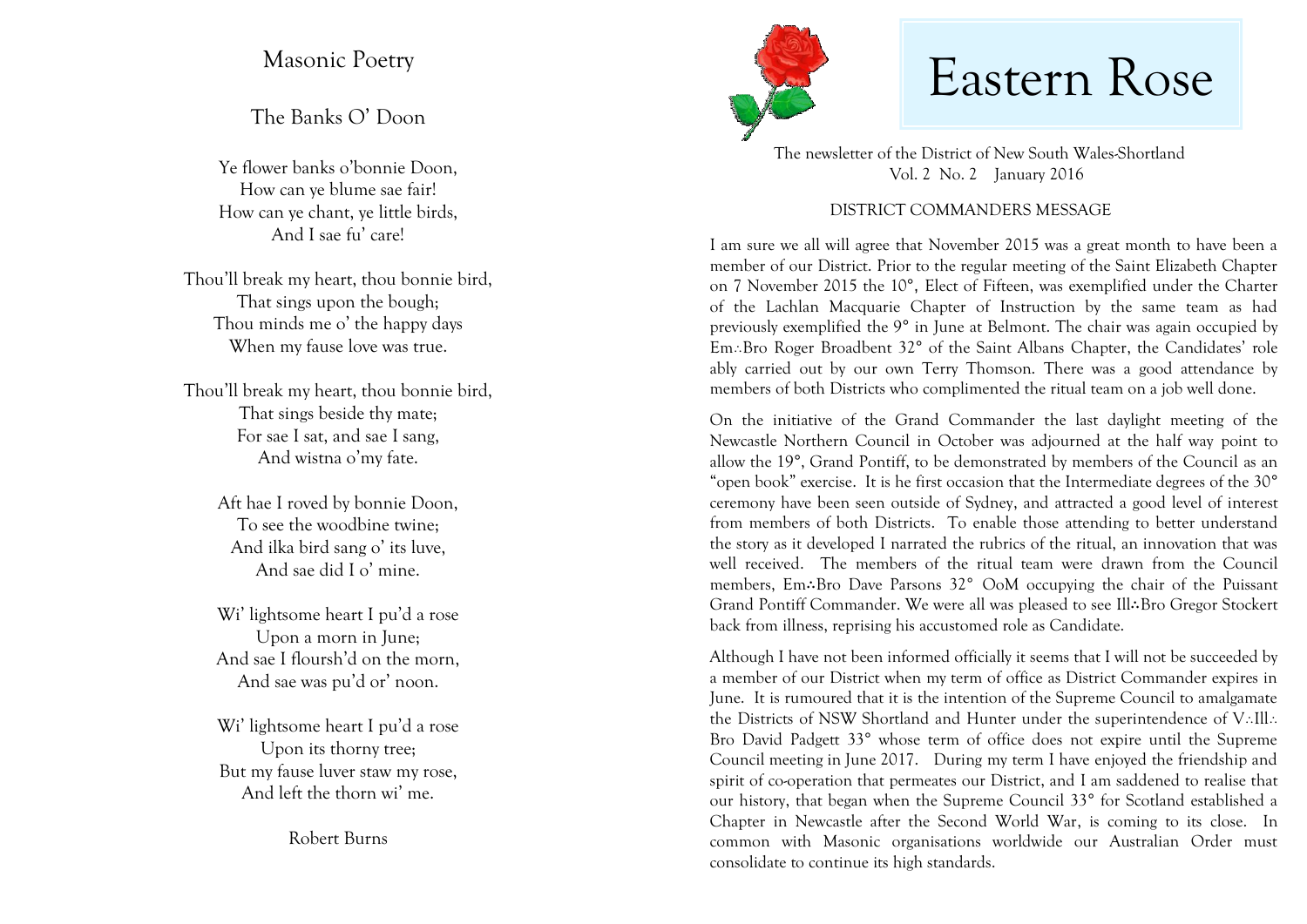# Masonic Poetry

## The Banks O' Doon

Ye flower banks o'bonnie Doon,
How can ye blume sae fair!
How can ye chant, ye little birds,
And I sae fu' care!

Thou'll break my heart, thou bonnie bird,
That sings upon the bough;
Thou minds me o' the happy days
When my fause love was true.

Thou'll break my heart, thou bonnie bird,
That sings beside thy mate;
For sae I sat, and sae I sang,
And wistna o'my fate.

Aft hae I roved by bonnie Doon,
To see the woodbine twine;
And ilka bird sang o' its luve,
And sae did I o' mine.

Wi' lightsome heart I pu'd a rose
Upon a morn in June;
And sae I floursh'd on the morn,
And sae was pu'd or' noon.

Wi' lightsome heart I pu'd a rose
Upon its thorny tree;
But my fause luver staw my rose,
And left the thorn wi' me.

Robert Burns

# Eastern Rose

The newsletter of the District of New South Wales-Shortland
Vol. 2 No. 2 January 2016

## DISTRICT COMMANDERS MESSAGE

I am sure we all will agree that November 2015 was a great month to have been a member of our District. Prior to the regular meeting of the Saint Elizabeth Chapter on 7 November 2015 the 10°, Elect of Fifteen, was exemplified under the Charter of the Lachlan Macquarie Chapter of Instruction by the same team as had previously exemplified the 9° in June at Belmont. The chair was again occupied by Em∴Bro Roger Broadbent 32° of the Saint Albans Chapter, the Candidates' role ably carried out by our own Terry Thomson. There was a good attendance by members of both Districts who complimented the ritual team on a job well done.

On the initiative of the Grand Commander the last daylight meeting of the Newcastle Northern Council in October was adjourned at the half way point to allow the 19°, Grand Pontiff, to be demonstrated by members of the Council as an "open book" exercise. It is he first occasion that the Intermediate degrees of the 30° ceremony have been seen outside of Sydney, and attracted a good level of interest from members of both Districts. To enable those attending to better understand the story as it developed I narrated the rubrics of the ritual, an innovation that was well received. The members of the ritual team were drawn from the Council members, Em∴Bro Dave Parsons 32° OoM occupying the chair of the Puissant Grand Pontiff Commander. We were all was pleased to see Ill∴Bro Gregor Stockert back from illness, reprising his accustomed role as Candidate.

Although I have not been informed officially it seems that I will not be succeeded by a member of our District when my term of office as District Commander expires in June. It is rumoured that it is the intention of the Supreme Council to amalgamate the Districts of NSW Shortland and Hunter under the superintendence of V∴Ill∴ Bro David Padgett 33° whose term of office does not expire until the Supreme Council meeting in June 2017. During my term I have enjoyed the friendship and spirit of co-operation that permeates our District, and I am saddened to realise that our history, that began when the Supreme Council 33° for Scotland established a Chapter in Newcastle after the Second World War, is coming to its close. In common with Masonic organisations worldwide our Australian Order must consolidate to continue its high standards.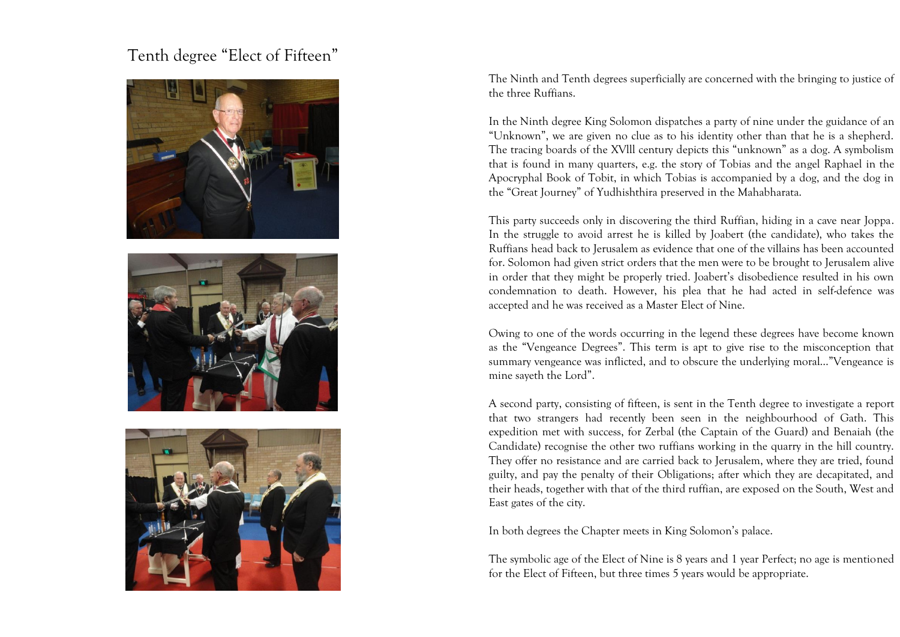# Tenth degree "Elect of Fifteen"

The Ninth and Tenth degrees superficially are concerned with the bringing to justice of the three Ruffians.

In the Ninth degree King Solomon dispatches a party of nine under the guidance of an "Unknown", we are given no clue as to his identity other than that he is a shepherd. The tracing boards of the XVlll century depicts this "unknown" as a dog. A symbolism that is found in many quarters, e.g. the story of Tobias and the angel Raphael in the Apocryphal Book of Tobit, in which Tobias is accompanied by a dog, and the dog in the "Great Journey" of Yudhishthira preserved in the Mahabharata.

This party succeeds only in discovering the third Ruffian, hiding in a cave near Joppa. In the struggle to avoid arrest he is killed by Joabert (the candidate), who takes the Ruffians head back to Jerusalem as evidence that one of the villains has been accounted for. Solomon had given strict orders that the men were to be brought to Jerusalem alive in order that they might be properly tried. Joabert's disobedience resulted in his own condemnation to death. However, his plea that he had acted in self-defence was accepted and he was received as a Master Elect of Nine.

Owing to one of the words occurring in the legend these degrees have become known as the "Vengeance Degrees". This term is apt to give rise to the misconception that summary vengeance was inflicted, and to obscure the underlying moral..."Vengeance is mine sayeth the Lord".

A second party, consisting of fifteen, is sent in the Tenth degree to investigate a report that two strangers had recently been seen in the neighbourhood of Gath. This expedition met with success, for Zerbal (the Captain of the Guard) and Benaiah (the Candidate) recognise the other two ruffians working in the quarry in the hill country. They offer no resistance and are carried back to Jerusalem, where they are tried, found guilty, and pay the penalty of their Obligations; after which they are decapitated, and their heads, together with that of the third ruffian, are exposed on the South, West and East gates of the city.

In both degrees the Chapter meets in King Solomon's palace.

The symbolic age of the Elect of Nine is 8 years and 1 year Perfect; no age is mentioned for the Elect of Fifteen, but three times 5 years would be appropriate.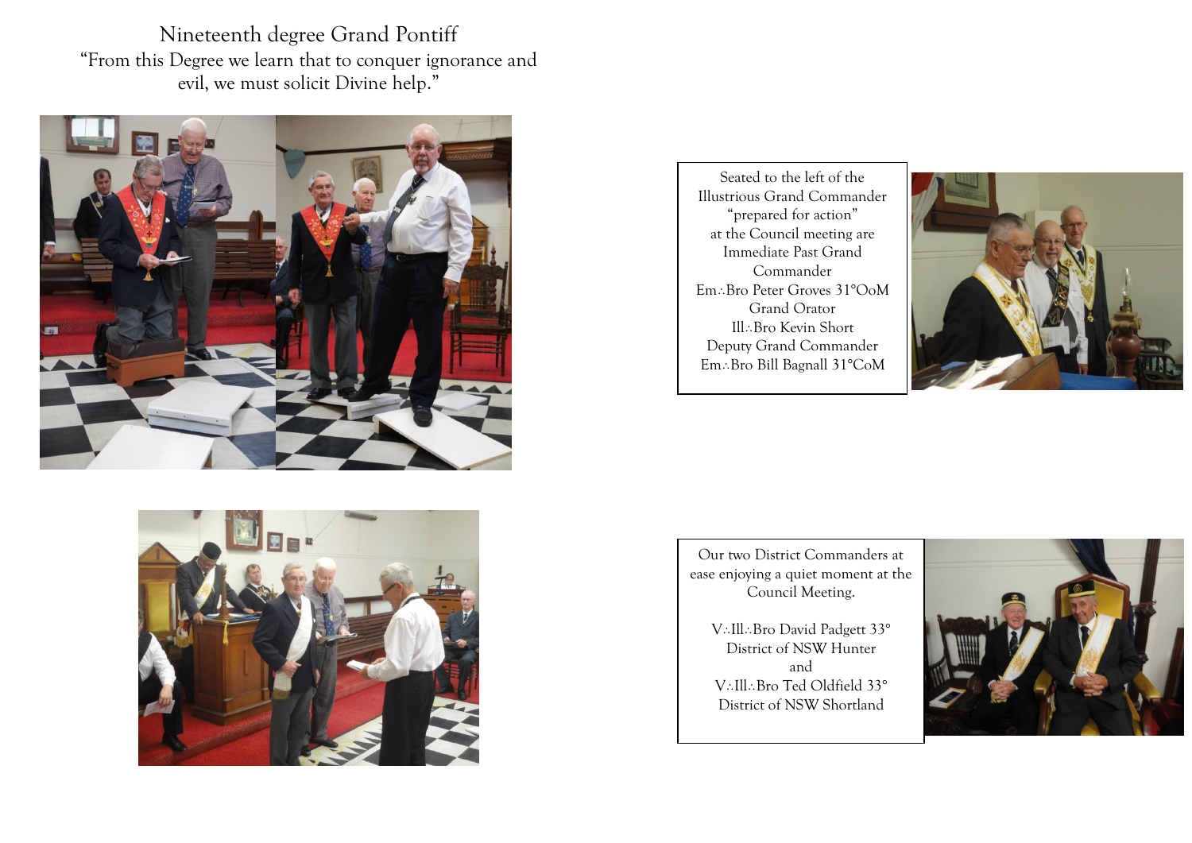# Nineteenth degree Grand Pontiff

"From this Degree we learn that to conquer ignorance and evil, we must solicit Divine help."

Seated to the left of the Illustrious Grand Commander "prepared for action" at the Council meeting are Immediate Past Grand Commander Em∴Bro Peter Groves 31°OoM Grand Orator Ill∴Bro Kevin Short Deputy Grand Commander Em∴Bro Bill Bagnall 31°CoM

Our two District Commanders at ease enjoying a quiet moment at the Council Meeting.

V∴Ill∴Bro David Padgett 33°
District of NSW Hunter
and
V∴Ill∴Bro Ted Oldfield 33°
District of NSW Shortland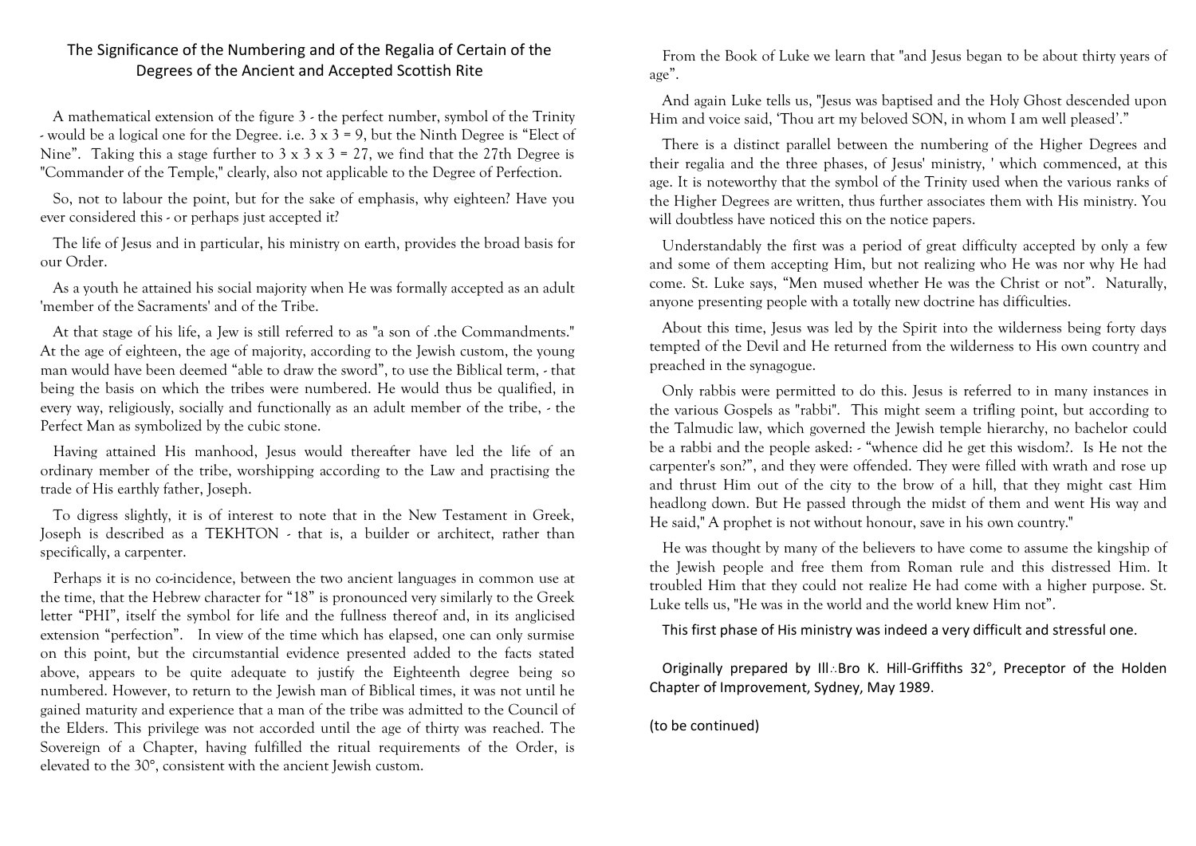## The Significance of the Numbering and of the Regalia of Certain of the Degrees of the Ancient and Accepted Scottish Rite

A mathematical extension of the figure 3 - the perfect number, symbol of the Trinity - would be a logical one for the Degree. i.e. 3 x 3 = 9, but the Ninth Degree is "Elect of Nine". Taking this a stage further to 3 x 3 x 3 = 27, we find that the 27th Degree is "Commander of the Temple," clearly, also not applicable to the Degree of Perfection.

So, not to labour the point, but for the sake of emphasis, why eighteen? Have you ever considered this - or perhaps just accepted it?

The life of Jesus and in particular, his ministry on earth, provides the broad basis for our Order.

As a youth he attained his social majority when He was formally accepted as an adult 'member of the Sacraments' and of the Tribe.

At that stage of his life, a Jew is still referred to as "a son of .the Commandments." At the age of eighteen, the age of majority, according to the Jewish custom, the young man would have been deemed "able to draw the sword", to use the Biblical term, - that being the basis on which the tribes were numbered. He would thus be qualified, in every way, religiously, socially and functionally as an adult member of the tribe, - the Perfect Man as symbolized by the cubic stone.

Having attained His manhood, Jesus would thereafter have led the life of an ordinary member of the tribe, worshipping according to the Law and practising the trade of His earthly father, Joseph.

To digress slightly, it is of interest to note that in the New Testament in Greek, Joseph is described as a TEKHTON - that is, a builder or architect, rather than specifically, a carpenter.

Perhaps it is no co-incidence, between the two ancient languages in common use at the time, that the Hebrew character for "18" is pronounced very similarly to the Greek letter "PHI", itself the symbol for life and the fullness thereof and, in its anglicised extension "perfection". In view of the time which has elapsed, one can only surmise on this point, but the circumstantial evidence presented added to the facts stated above, appears to be quite adequate to justify the Eighteenth degree being so numbered. However, to return to the Jewish man of Biblical times, it was not until he gained maturity and experience that a man of the tribe was admitted to the Council of the Elders. This privilege was not accorded until the age of thirty was reached. The Sovereign of a Chapter, having fulfilled the ritual requirements of the Order, is elevated to the 30°, consistent with the ancient Jewish custom.

From the Book of Luke we learn that "and Jesus began to be about thirty years of age".

And again Luke tells us, "Jesus was baptised and the Holy Ghost descended upon Him and voice said, 'Thou art my beloved SON, in whom I am well pleased'."

There is a distinct parallel between the numbering of the Higher Degrees and their regalia and the three phases, of Jesus' ministry, ' which commenced, at this age. It is noteworthy that the symbol of the Trinity used when the various ranks of the Higher Degrees are written, thus further associates them with His ministry. You will doubtless have noticed this on the notice papers.

Understandably the first was a period of great difficulty accepted by only a few and some of them accepting Him, but not realizing who He was nor why He had come. St. Luke says, "Men mused whether He was the Christ or not". Naturally, anyone presenting people with a totally new doctrine has difficulties.

About this time, Jesus was led by the Spirit into the wilderness being forty days tempted of the Devil and He returned from the wilderness to His own country and preached in the synagogue.

Only rabbis were permitted to do this. Jesus is referred to in many instances in the various Gospels as "rabbi". This might seem a trifling point, but according to the Talmudic law, which governed the Jewish temple hierarchy, no bachelor could be a rabbi and the people asked: - "whence did he get this wisdom?. Is He not the carpenter's son?", and they were offended. They were filled with wrath and rose up and thrust Him out of the city to the brow of a hill, that they might cast Him headlong down. But He passed through the midst of them and went His way and He said," A prophet is not without honour, save in his own country."

He was thought by many of the believers to have come to assume the kingship of the Jewish people and free them from Roman rule and this distressed Him. It troubled Him that they could not realize He had come with a higher purpose. St. Luke tells us, "He was in the world and the world knew Him not".

This first phase of His ministry was indeed a very difficult and stressful one.

Originally prepared by Ill∴Bro K. Hill-Griffiths 32°, Preceptor of the Holden Chapter of Improvement, Sydney, May 1989.

(to be continued)